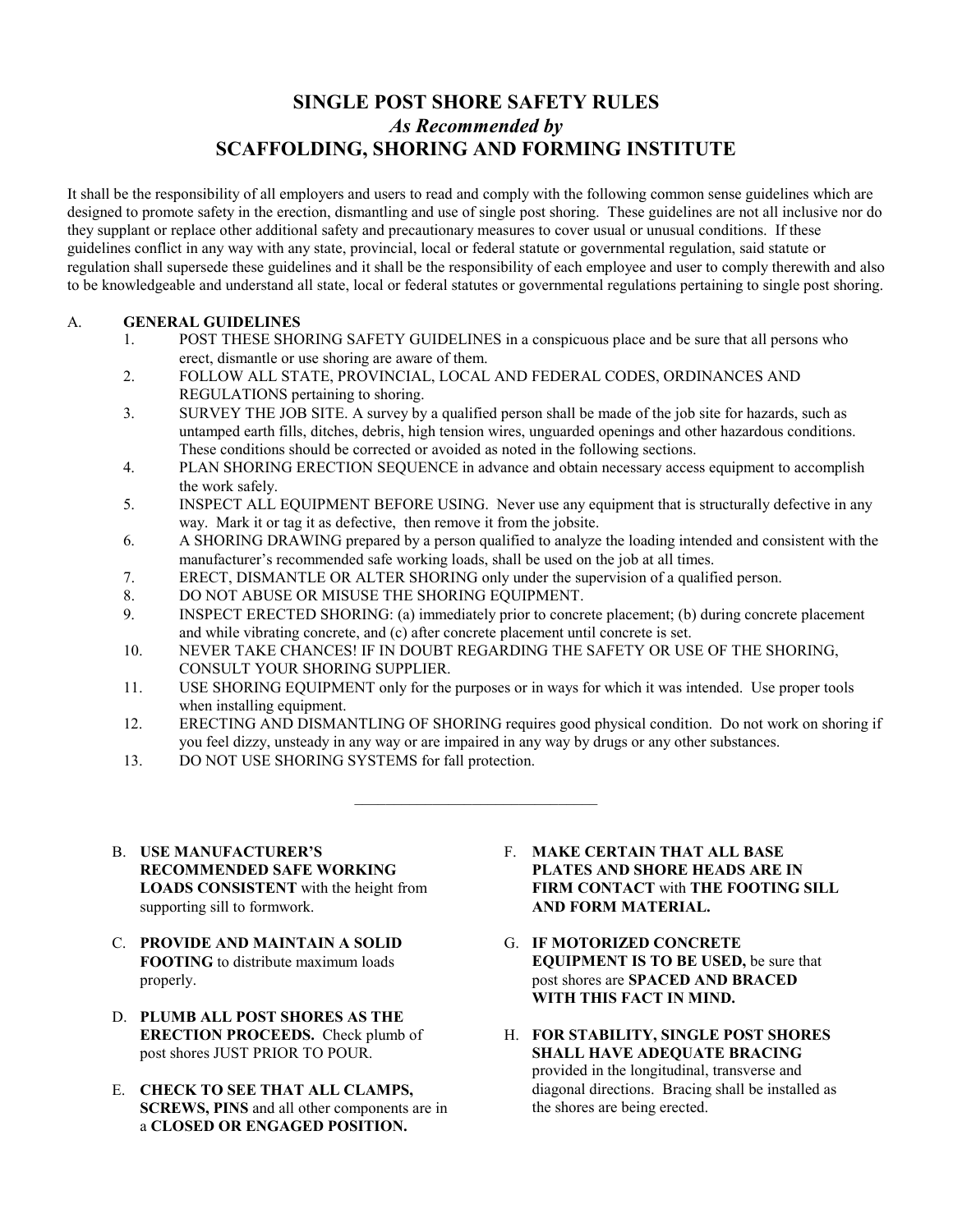# SINGLE POST SHORE SAFETY RULES

## *As Recommended by*

## SCAFFOLDING, SHORING AND FORMING INSTITUTE

It shall be the responsibility of all employers and users to read and comply with the following common sense guidelines which are designed to promote safety in the erection, dismantling and use of single post shoring. These guidelines are not all inclusive nor do they supplant or replace other additional safety and precautionary measures to cover usual or unusual conditions. If these guidelines conflict in any way with any state, provincial, local or federal statute or governmental regulation, said statute or regulation shall supersede these guidelines and it shall be the responsibility of each employee and user to comply therewith and also to be knowledgeable and understand all state, local or federal statutes or governmental regulations pertaining to single post shoring.

A. **GENERAL GUIDELINES**

1. POST THESE SHORING SAFETY GUIDELINES in a conspicuous place and be sure that all persons who erect, dismantle or use shoring are aware of them.
2. FOLLOW ALL STATE, PROVINCIAL, LOCAL AND FEDERAL CODES, ORDINANCES AND REGULATIONS pertaining to shoring.
3. SURVEY THE JOB SITE. A survey by a qualified person shall be made of the job site for hazards, such as untamped earth fills, ditches, debris, high tension wires, unguarded openings and other hazardous conditions. These conditions should be corrected or avoided as noted in the following sections.
4. PLAN SHORING ERECTION SEQUENCE in advance and obtain necessary access equipment to accomplish the work safely.
5. INSPECT ALL EQUIPMENT BEFORE USING. Never use any equipment that is structurally defective in any way. Mark it or tag it as defective, then remove it from the jobsite.
6. A SHORING DRAWING prepared by a person qualified to analyze the loading intended and consistent with the manufacturer's recommended safe working loads, shall be used on the job at all times.
7. ERECT, DISMANTLE OR ALTER SHORING only under the supervision of a qualified person.
8. DO NOT ABUSE OR MISUSE THE SHORING EQUIPMENT.
9. INSPECT ERECTED SHORING: (a) immediately prior to concrete placement; (b) during concrete placement and while vibrating concrete, and (c) after concrete placement until concrete is set.
10. NEVER TAKE CHANCES! IF IN DOUBT REGARDING THE SAFETY OR USE OF THE SHORING, CONSULT YOUR SHORING SUPPLIER.
11. USE SHORING EQUIPMENT only for the purposes or in ways for which it was intended. Use proper tools when installing equipment.
12. ERECTING AND DISMANTLING OF SHORING requires good physical condition. Do not work on shoring if you feel dizzy, unsteady in any way or are impaired in any way by drugs or any other substances.
13. DO NOT USE SHORING SYSTEMS for fall protection.

---

B. **USE MANUFACTURER'S RECOMMENDED SAFE WORKING LOADS CONSISTENT** with the height from supporting sill to formwork.

C. **PROVIDE AND MAINTAIN A SOLID FOOTING** to distribute maximum loads properly.

D. **PLUMB ALL POST SHORES AS THE ERECTION PROCEEDS.** Check plumb of post shores JUST PRIOR TO POUR.

E. **CHECK TO SEE THAT ALL CLAMPS, SCREWS, PINS** and all other components are in a **CLOSED OR ENGAGED POSITION.**

F. **MAKE CERTAIN THAT ALL BASE PLATES AND SHORE HEADS ARE IN FIRM CONTACT** with **THE FOOTING SILL AND FORM MATERIAL.**

G. **IF MOTORIZED CONCRETE EQUIPMENT IS TO BE USED,** be sure that post shores are **SPACED AND BRACED WITH THIS FACT IN MIND.**

H. **FOR STABILITY, SINGLE POST SHORES SHALL HAVE ADEQUATE BRACING** provided in the longitudinal, transverse and diagonal directions. Bracing shall be installed as the shores are being erected.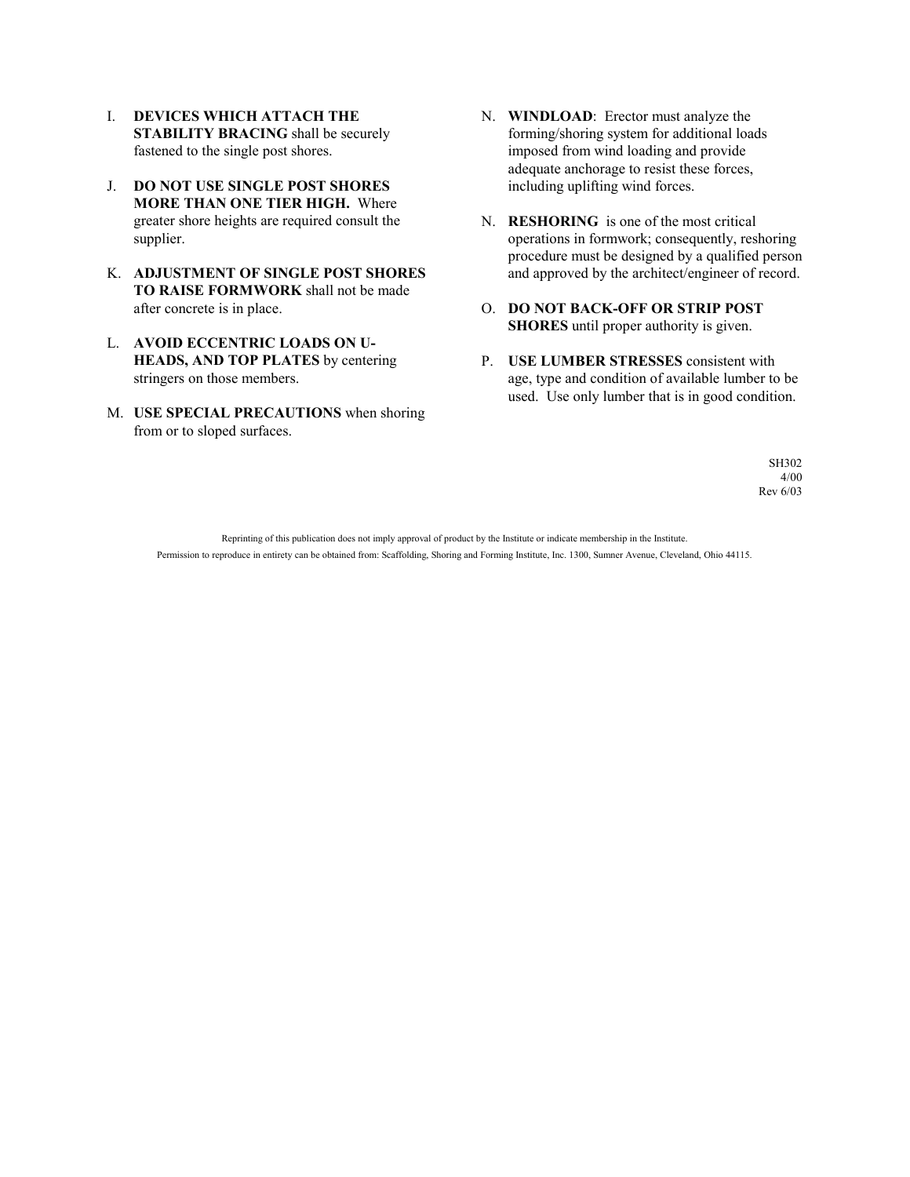I. **DEVICES WHICH ATTACH THE STABILITY BRACING** shall be securely fastened to the single post shores.

J. **DO NOT USE SINGLE POST SHORES MORE THAN ONE TIER HIGH.** Where greater shore heights are required consult the supplier.

K. **ADJUSTMENT OF SINGLE POST SHORES TO RAISE FORMWORK** shall not be made after concrete is in place.

L. **AVOID ECCENTRIC LOADS ON U-HEADS, AND TOP PLATES** by centering stringers on those members.

M. **USE SPECIAL PRECAUTIONS** when shoring from or to sloped surfaces.

N. **WINDLOAD**: Erector must analyze the forming/shoring system for additional loads imposed from wind loading and provide adequate anchorage to resist these forces, including uplifting wind forces.

N. **RESHORING** is one of the most critical operations in formwork; consequently, reshoring procedure must be designed by a qualified person and approved by the architect/engineer of record.

O. **DO NOT BACK-OFF OR STRIP POST SHORES** until proper authority is given.

P. **USE LUMBER STRESSES** consistent with age, type and condition of available lumber to be used. Use only lumber that is in good condition.

SH302
4/00
Rev 6/03

Reprinting of this publication does not imply approval of product by the Institute or indicate membership in the Institute.

Permission to reproduce in entirety can be obtained from: Scaffolding, Shoring and Forming Institute, Inc. 1300, Sumner Avenue, Cleveland, Ohio 44115.